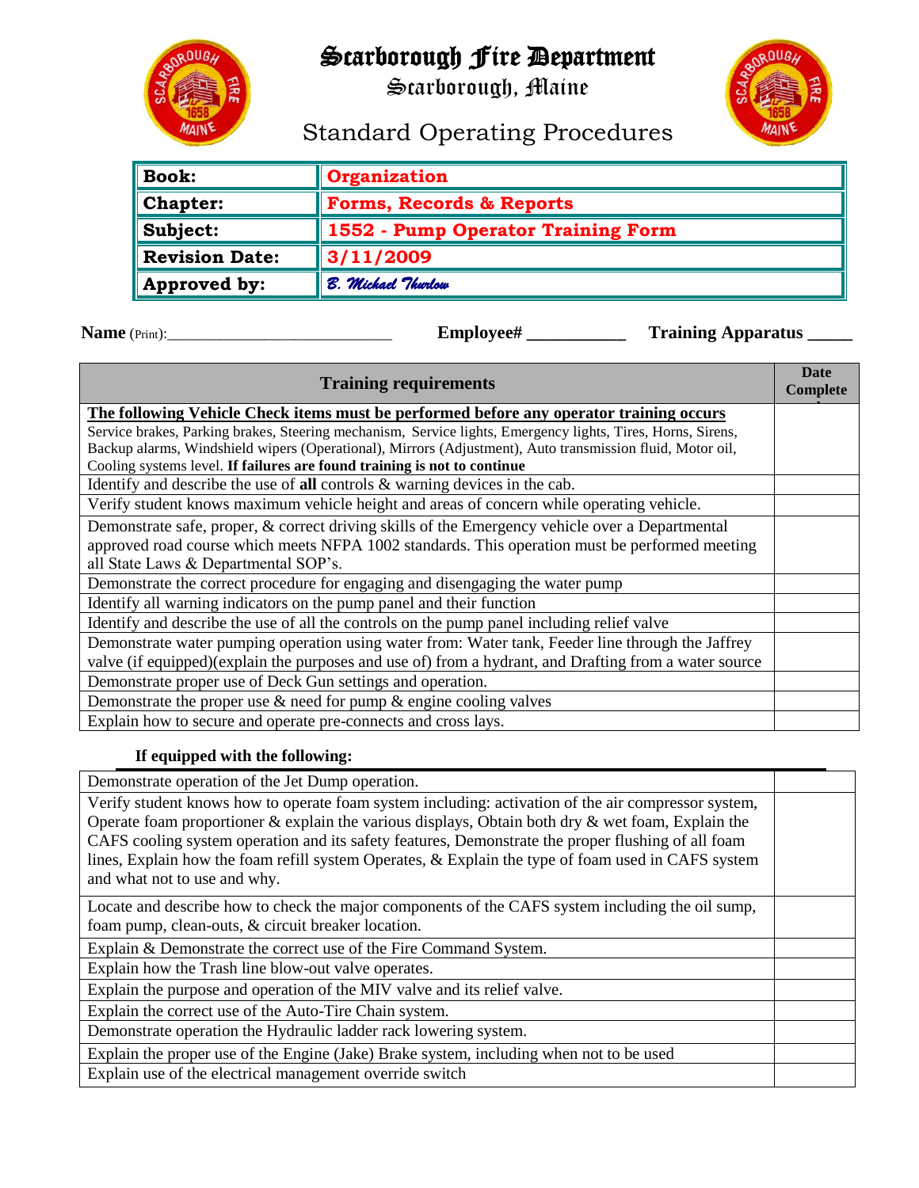# Scarborough Fire Department

## Scarborough, Maine

## Standard Operating Procedures

| | |
|---|---|
| **Book:** | **Organization** |
| **Chapter:** | **Forms, Records & Reports** |
| **Subject:** | **1552 - Pump Operator Training Form** |
| **Revision Date:** | **3/11/2009** |
| **Approved by:** | *B. Michael Thurlow* |

**Name** (Print):____________________________ **Employee#** ___________ **Training Apparatus** _____

| Training requirements | Date Complete |
|---|---|
| **The following Vehicle Check items must be performed before any operator training occurs** Service brakes, Parking brakes, Steering mechanism, Service lights, Emergency lights, Tires, Horns, Sirens, Backup alarms, Windshield wipers (Operational), Mirrors (Adjustment), Auto transmission fluid, Motor oil, Cooling systems level. **If failures are found training is not to continue** | |
| Identify and describe the use of **all** controls & warning devices in the cab. | |
| Verify student knows maximum vehicle height and areas of concern while operating vehicle. | |
| Demonstrate safe, proper, & correct driving skills of the Emergency vehicle over a Departmental approved road course which meets NFPA 1002 standards. This operation must be performed meeting all State Laws & Departmental SOP's. | |
| Demonstrate the correct procedure for engaging and disengaging the water pump | |
| Identify all warning indicators on the pump panel and their function | |
| Identify and describe the use of all the controls on the pump panel including relief valve | |
| Demonstrate water pumping operation using water from: Water tank, Feeder line through the Jaffrey valve (if equipped)(explain the purposes and use of) from a hydrant, and Drafting from a water source | |
| Demonstrate proper use of Deck Gun settings and operation. | |
| Demonstrate the proper use & need for pump & engine cooling valves | |
| Explain how to secure and operate pre-connects and cross lays. | |

**If equipped with the following:**

| | |
|---|---|
| Demonstrate operation of the Jet Dump operation. | |
| Verify student knows how to operate foam system including: activation of the air compressor system, Operate foam proportioner & explain the various displays, Obtain both dry & wet foam, Explain the CAFS cooling system operation and its safety features, Demonstrate the proper flushing of all foam lines, Explain how the foam refill system Operates, & Explain the type of foam used in CAFS system and what not to use and why. | |
| Locate and describe how to check the major components of the CAFS system including the oil sump, foam pump, clean-outs, & circuit breaker location. | |
| Explain & Demonstrate the correct use of the Fire Command System. | |
| Explain how the Trash line blow-out valve operates. | |
| Explain the purpose and operation of the MIV valve and its relief valve. | |
| Explain the correct use of the Auto-Tire Chain system. | |
| Demonstrate operation the Hydraulic ladder rack lowering system. | |
| Explain the proper use of the Engine (Jake) Brake system, including when not to be used | |
| Explain use of the electrical management override switch | |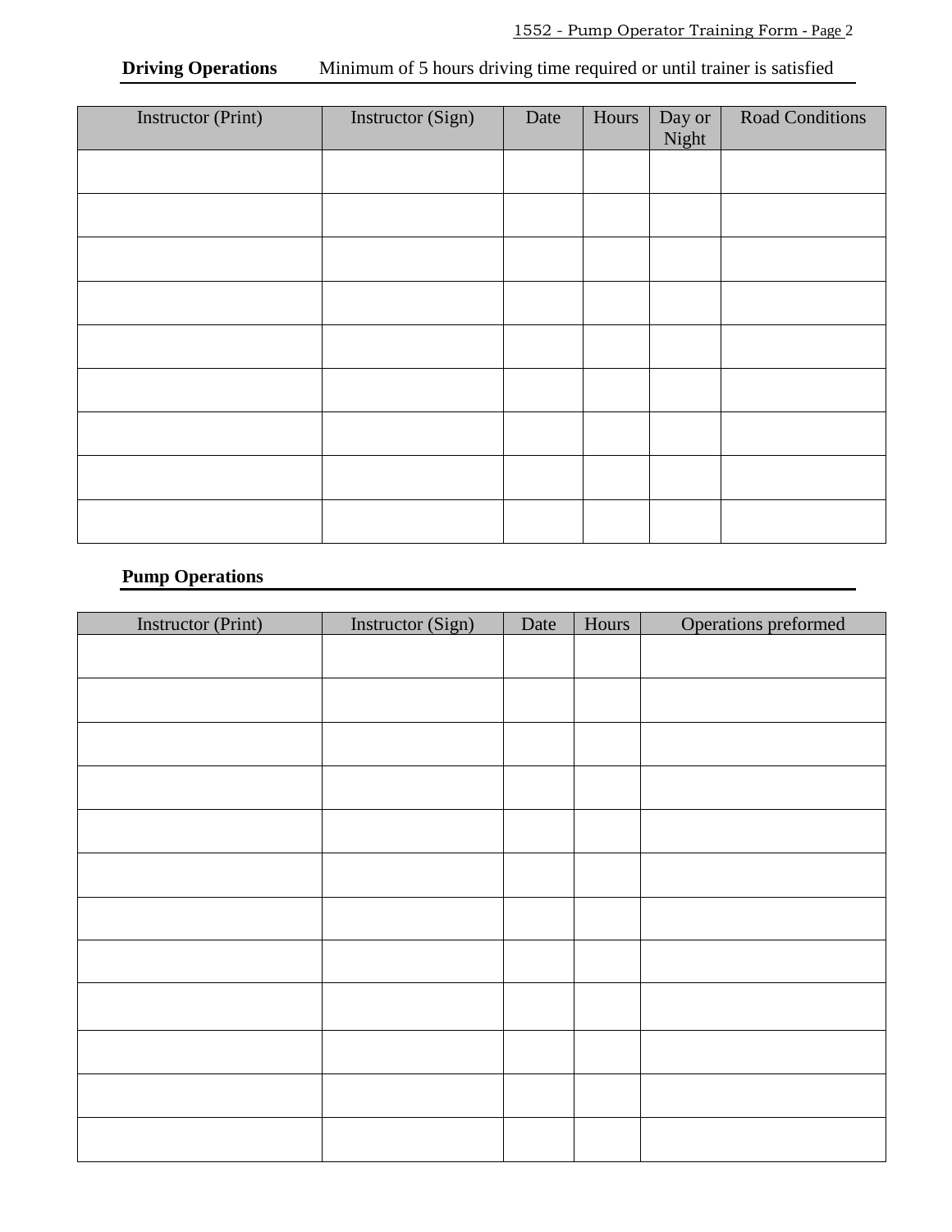**Driving Operations** Minimum of 5 hours driving time required or until trainer is satisfied

| Instructor (Print) | Instructor (Sign) | Date | Hours | Day or Night | Road Conditions |
|---|---|---|---|---|---|
| | | | | | |
| | | | | | |
| | | | | | |
| | | | | | |
| | | | | | |
| | | | | | |
| | | | | | |
| | | | | | |
| | | | | | |

**Pump Operations**

| Instructor (Print) | Instructor (Sign) | Date | Hours | Operations preformed |
|---|---|---|---|---|
| | | | | |
| | | | | |
| | | | | |
| | | | | |
| | | | | |
| | | | | |
| | | | | |
| | | | | |
| | | | | |
| | | | | |
| | | | | |
| | | | | |